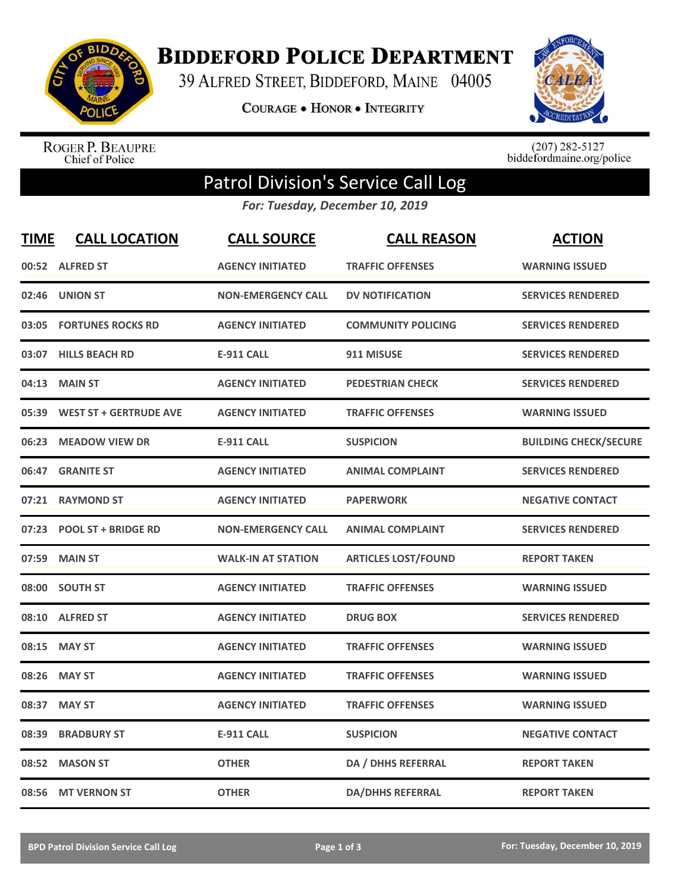# Biddeford Police Department

39 Alfred Street, Biddeford, Maine 04005

Courage • Honor • Integrity

Roger P. Beaupre
Chief of Police

(207) 282-5127
biddefordmaine.org/police

## Patrol Division's Service Call Log

*For: Tuesday, December 10, 2019*

| TIME | CALL LOCATION | CALL SOURCE | CALL REASON | ACTION |
|---|---|---|---|---|
| 00:52 | ALFRED ST | AGENCY INITIATED | TRAFFIC OFFENSES | WARNING ISSUED |
| 02:46 | UNION ST | NON-EMERGENCY CALL | DV NOTIFICATION | SERVICES RENDERED |
| 03:05 | FORTUNES ROCKS RD | AGENCY INITIATED | COMMUNITY POLICING | SERVICES RENDERED |
| 03:07 | HILLS BEACH RD | E-911 CALL | 911 MISUSE | SERVICES RENDERED |
| 04:13 | MAIN ST | AGENCY INITIATED | PEDESTRIAN CHECK | SERVICES RENDERED |
| 05:39 | WEST ST + GERTRUDE AVE | AGENCY INITIATED | TRAFFIC OFFENSES | WARNING ISSUED |
| 06:23 | MEADOW VIEW DR | E-911 CALL | SUSPICION | BUILDING CHECK/SECURE |
| 06:47 | GRANITE ST | AGENCY INITIATED | ANIMAL COMPLAINT | SERVICES RENDERED |
| 07:21 | RAYMOND ST | AGENCY INITIATED | PAPERWORK | NEGATIVE CONTACT |
| 07:23 | POOL ST + BRIDGE RD | NON-EMERGENCY CALL | ANIMAL COMPLAINT | SERVICES RENDERED |
| 07:59 | MAIN ST | WALK-IN AT STATION | ARTICLES LOST/FOUND | REPORT TAKEN |
| 08:00 | SOUTH ST | AGENCY INITIATED | TRAFFIC OFFENSES | WARNING ISSUED |
| 08:10 | ALFRED ST | AGENCY INITIATED | DRUG BOX | SERVICES RENDERED |
| 08:15 | MAY ST | AGENCY INITIATED | TRAFFIC OFFENSES | WARNING ISSUED |
| 08:26 | MAY ST | AGENCY INITIATED | TRAFFIC OFFENSES | WARNING ISSUED |
| 08:37 | MAY ST | AGENCY INITIATED | TRAFFIC OFFENSES | WARNING ISSUED |
| 08:39 | BRADBURY ST | E-911 CALL | SUSPICION | NEGATIVE CONTACT |
| 08:52 | MASON ST | OTHER | DA / DHHS REFERRAL | REPORT TAKEN |
| 08:56 | MT VERNON ST | OTHER | DA/DHHS REFERRAL | REPORT TAKEN |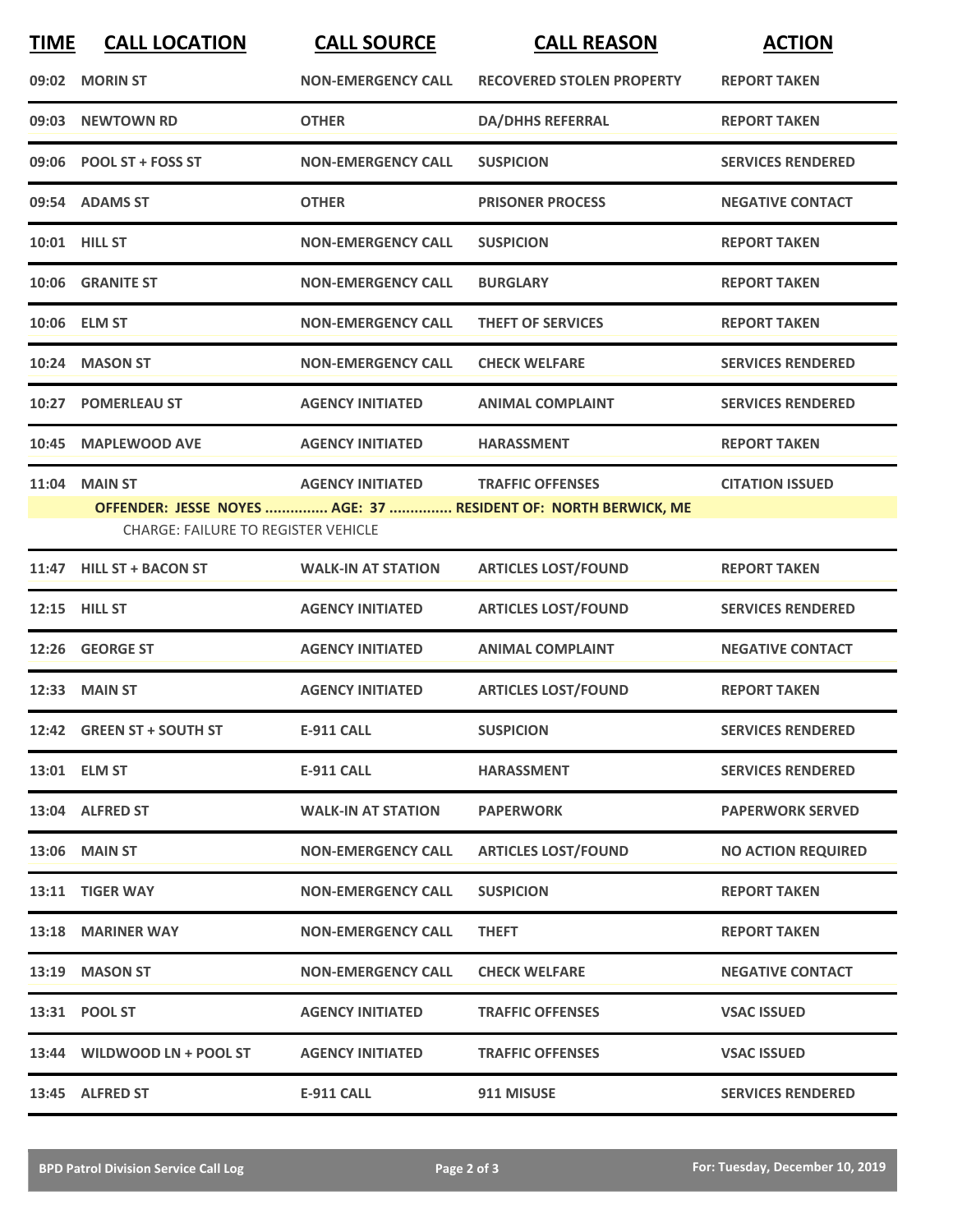| TIME | CALL LOCATION | CALL SOURCE | CALL REASON | ACTION |
|---|---|---|---|---|
| 09:02 | MORIN ST | NON-EMERGENCY CALL | RECOVERED STOLEN PROPERTY | REPORT TAKEN |
| 09:03 | NEWTOWN RD | OTHER | DA/DHHS REFERRAL | REPORT TAKEN |
| 09:06 | POOL ST + FOSS ST | NON-EMERGENCY CALL | SUSPICION | SERVICES RENDERED |
| 09:54 | ADAMS ST | OTHER | PRISONER PROCESS | NEGATIVE CONTACT |
| 10:01 | HILL ST | NON-EMERGENCY CALL | SUSPICION | REPORT TAKEN |
| 10:06 | GRANITE ST | NON-EMERGENCY CALL | BURGLARY | REPORT TAKEN |
| 10:06 | ELM ST | NON-EMERGENCY CALL | THEFT OF SERVICES | REPORT TAKEN |
| 10:24 | MASON ST | NON-EMERGENCY CALL | CHECK WELFARE | SERVICES RENDERED |
| 10:27 | POMERLEAU ST | AGENCY INITIATED | ANIMAL COMPLAINT | SERVICES RENDERED |
| 10:45 | MAPLEWOOD AVE | AGENCY INITIATED | HARASSMENT | REPORT TAKEN |
| 11:04 | MAIN ST | AGENCY INITIATED | TRAFFIC OFFENSES | CITATION ISSUED |
| | **OFFENDER: JESSE NOYES ............... AGE: 37 ............... RESIDENT OF: NORTH BERWICK, ME** | | | |
| | CHARGE: FAILURE TO REGISTER VEHICLE | | | |
| 11:47 | HILL ST + BACON ST | WALK-IN AT STATION | ARTICLES LOST/FOUND | REPORT TAKEN |
| 12:15 | HILL ST | AGENCY INITIATED | ARTICLES LOST/FOUND | SERVICES RENDERED |
| 12:26 | GEORGE ST | AGENCY INITIATED | ANIMAL COMPLAINT | NEGATIVE CONTACT |
| 12:33 | MAIN ST | AGENCY INITIATED | ARTICLES LOST/FOUND | REPORT TAKEN |
| 12:42 | GREEN ST + SOUTH ST | E-911 CALL | SUSPICION | SERVICES RENDERED |
| 13:01 | ELM ST | E-911 CALL | HARASSMENT | SERVICES RENDERED |
| 13:04 | ALFRED ST | WALK-IN AT STATION | PAPERWORK | PAPERWORK SERVED |
| 13:06 | MAIN ST | NON-EMERGENCY CALL | ARTICLES LOST/FOUND | NO ACTION REQUIRED |
| 13:11 | TIGER WAY | NON-EMERGENCY CALL | SUSPICION | REPORT TAKEN |
| 13:18 | MARINER WAY | NON-EMERGENCY CALL | THEFT | REPORT TAKEN |
| 13:19 | MASON ST | NON-EMERGENCY CALL | CHECK WELFARE | NEGATIVE CONTACT |
| 13:31 | POOL ST | AGENCY INITIATED | TRAFFIC OFFENSES | VSAC ISSUED |
| 13:44 | WILDWOOD LN + POOL ST | AGENCY INITIATED | TRAFFIC OFFENSES | VSAC ISSUED |
| 13:45 | ALFRED ST | E-911 CALL | 911 MISUSE | SERVICES RENDERED |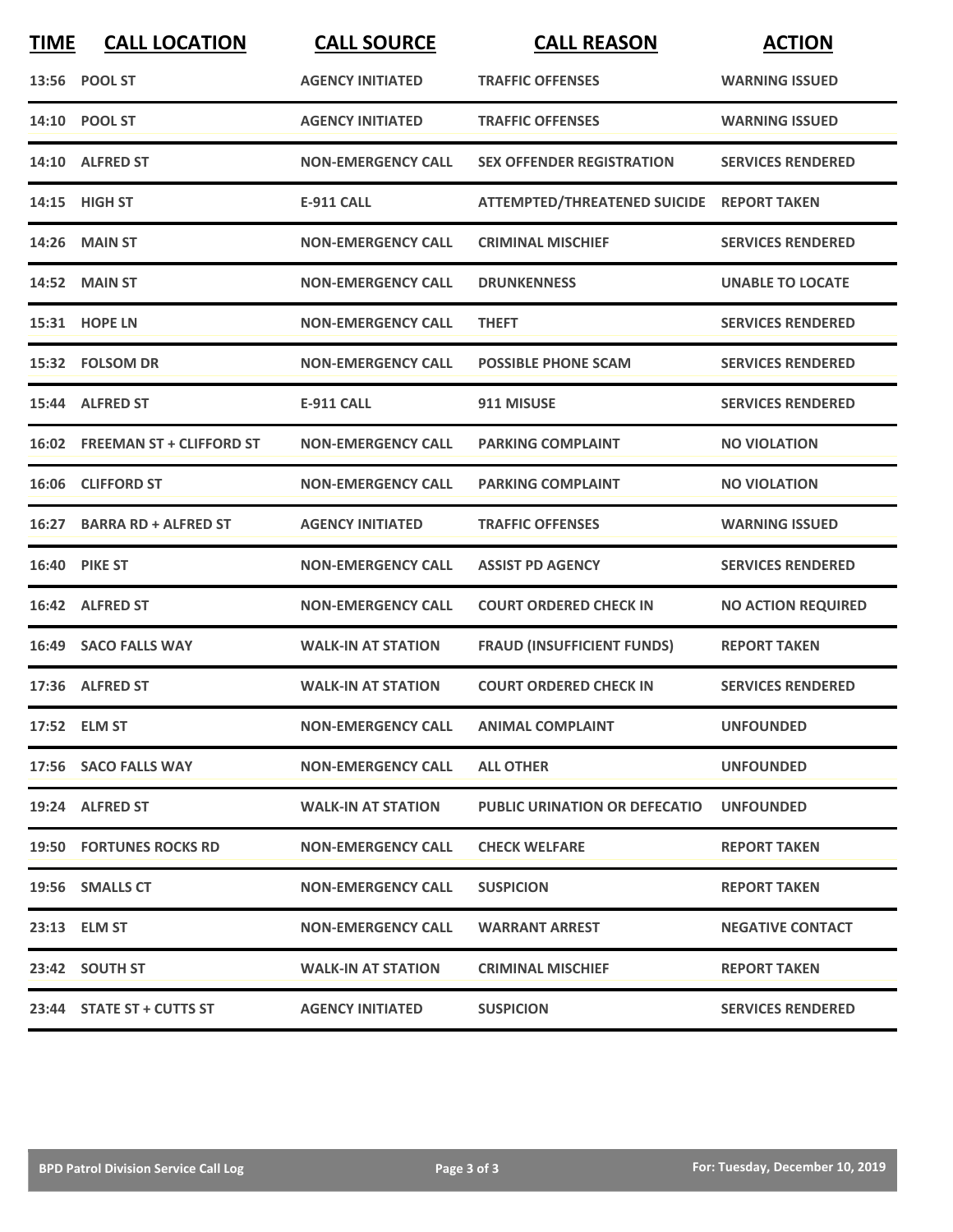| TIME | CALL LOCATION | CALL SOURCE | CALL REASON | ACTION |
|---|---|---|---|---|
| 13:56 | POOL ST | AGENCY INITIATED | TRAFFIC OFFENSES | WARNING ISSUED |
| 14:10 | POOL ST | AGENCY INITIATED | TRAFFIC OFFENSES | WARNING ISSUED |
| 14:10 | ALFRED ST | NON-EMERGENCY CALL | SEX OFFENDER REGISTRATION | SERVICES RENDERED |
| 14:15 | HIGH ST | E-911 CALL | ATTEMPTED/THREATENED SUICIDE | REPORT TAKEN |
| 14:26 | MAIN ST | NON-EMERGENCY CALL | CRIMINAL MISCHIEF | SERVICES RENDERED |
| 14:52 | MAIN ST | NON-EMERGENCY CALL | DRUNKENNESS | UNABLE TO LOCATE |
| 15:31 | HOPE LN | NON-EMERGENCY CALL | THEFT | SERVICES RENDERED |
| 15:32 | FOLSOM DR | NON-EMERGENCY CALL | POSSIBLE PHONE SCAM | SERVICES RENDERED |
| 15:44 | ALFRED ST | E-911 CALL | 911 MISUSE | SERVICES RENDERED |
| 16:02 | FREEMAN ST + CLIFFORD ST | NON-EMERGENCY CALL | PARKING COMPLAINT | NO VIOLATION |
| 16:06 | CLIFFORD ST | NON-EMERGENCY CALL | PARKING COMPLAINT | NO VIOLATION |
| 16:27 | BARRA RD + ALFRED ST | AGENCY INITIATED | TRAFFIC OFFENSES | WARNING ISSUED |
| 16:40 | PIKE ST | NON-EMERGENCY CALL | ASSIST PD AGENCY | SERVICES RENDERED |
| 16:42 | ALFRED ST | NON-EMERGENCY CALL | COURT ORDERED CHECK IN | NO ACTION REQUIRED |
| 16:49 | SACO FALLS WAY | WALK-IN AT STATION | FRAUD (INSUFFICIENT FUNDS) | REPORT TAKEN |
| 17:36 | ALFRED ST | WALK-IN AT STATION | COURT ORDERED CHECK IN | SERVICES RENDERED |
| 17:52 | ELM ST | NON-EMERGENCY CALL | ANIMAL COMPLAINT | UNFOUNDED |
| 17:56 | SACO FALLS WAY | NON-EMERGENCY CALL | ALL OTHER | UNFOUNDED |
| 19:24 | ALFRED ST | WALK-IN AT STATION | PUBLIC URINATION OR DEFECATIO | UNFOUNDED |
| 19:50 | FORTUNES ROCKS RD | NON-EMERGENCY CALL | CHECK WELFARE | REPORT TAKEN |
| 19:56 | SMALLS CT | NON-EMERGENCY CALL | SUSPICION | REPORT TAKEN |
| 23:13 | ELM ST | NON-EMERGENCY CALL | WARRANT ARREST | NEGATIVE CONTACT |
| 23:42 | SOUTH ST | WALK-IN AT STATION | CRIMINAL MISCHIEF | REPORT TAKEN |
| 23:44 | STATE ST + CUTTS ST | AGENCY INITIATED | SUSPICION | SERVICES RENDERED |